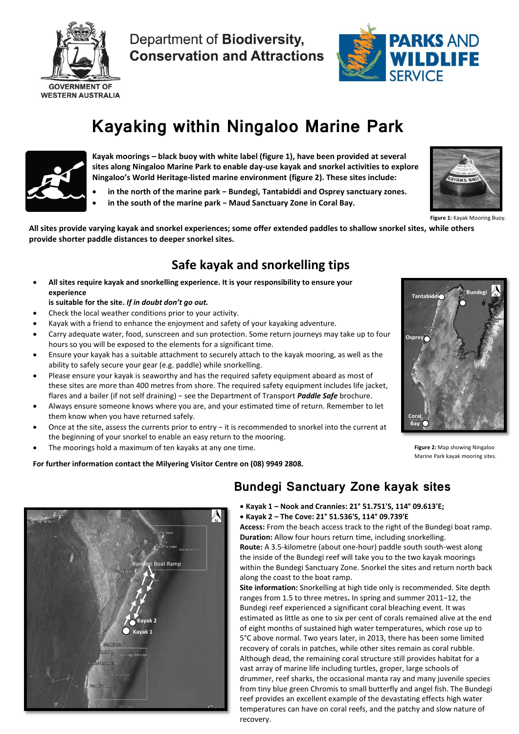Department of **Biodiversity, Conservation and Attractions**

GOVERNMENT OF WESTERN AUSTRALIA

PARKS AND WILDLIFE SERVICE

# Kayaking within Ningaloo Marine Park

**Kayak moorings – black buoy with white label (figure 1), have been provided at several sites along Ningaloo Marine Park to enable day-use kayak and snorkel activities to explore Ningaloo's World Heritage-listed marine environment (figure 2). These sites include:**

- **in the north of the marine park − Bundegi, Tantabiddi and Osprey sanctuary zones.**
- **in the south of the marine park − Maud Sanctuary Zone in Coral Bay.**

**Figure 1:** Kayak Mooring Buoy.

**All sites provide varying kayak and snorkel experiences; some offer extended paddles to shallow snorkel sites, while others provide shorter paddle distances to deeper snorkel sites.**

## Safe kayak and snorkelling tips

- **All sites require kayak and snorkelling experience. It is your responsibility to ensure your experience is suitable for the site.** ***If in doubt don't go out.***
- Check the local weather conditions prior to your activity.
- Kayak with a friend to enhance the enjoyment and safety of your kayaking adventure.
- Carry adequate water, food, sunscreen and sun protection. Some return journeys may take up to four hours so you will be exposed to the elements for a significant time.
- Ensure your kayak has a suitable attachment to securely attach to the kayak mooring, as well as the ability to safely secure your gear (e.g. paddle) while snorkelling.
- Please ensure your kayak is seaworthy and has the required safety equipment aboard as most of these sites are more than 400 metres from shore. The required safety equipment includes life jacket, flares and a bailer (if not self draining) − see the Department of Transport ***Paddle Safe*** brochure.
- Always ensure someone knows where you are, and your estimated time of return. Remember to let them know when you have returned safely.
- Once at the site, assess the currents prior to entry − it is recommended to snorkel into the current at the beginning of your snorkel to enable an easy return to the mooring.
- The moorings hold a maximum of ten kayaks at any one time.

**Figure 2:** Map showing Ningaloo Marine Park kayak mooring sites.

**For further information contact the Milyering Visitor Centre on (08) 9949 2808.**

## Bundegi Sanctuary Zone kayak sites

- **Kayak 1 – Nook and Crannies: 21° 51.751'S, 114° 09.613'E;**
- **Kayak 2 – The Cove: 21° 51.536'S, 114° 09.739'E**

**Access:** From the beach access track to the right of the Bundegi boat ramp.
**Duration:** Allow four hours return time, including snorkelling.
**Route:** A 3.5-kilometre (about one-hour) paddle south south-west along the inside of the Bundegi reef will take you to the two kayak moorings within the Bundegi Sanctuary Zone. Snorkel the sites and return north back along the coast to the boat ramp.
**Site information:** Snorkelling at high tide only is recommended. Site depth ranges from 1.5 to three metres**.** In spring and summer 2011−12, the Bundegi reef experienced a significant coral bleaching event. It was estimated as little as one to six per cent of corals remained alive at the end of eight months of sustained high water temperatures, which rose up to 5°C above normal. Two years later, in 2013, there has been some limited recovery of corals in patches, while other sites remain as coral rubble. Although dead, the remaining coral structure still provides habitat for a vast array of marine life including turtles, groper, large schools of drummer, reef sharks, the occasional manta ray and many juvenile species from tiny blue green Chromis to small butterfly and angel fish. The Bundegi reef provides an excellent example of the devastating effects high water temperatures can have on coral reefs, and the patchy and slow nature of recovery.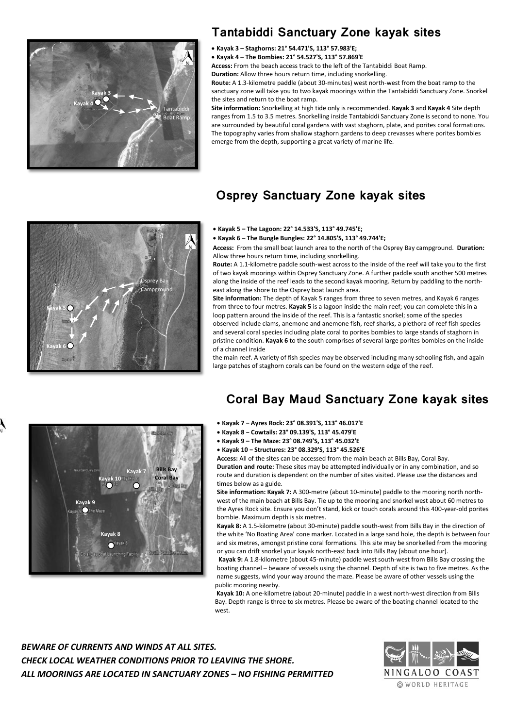## Tantabiddi Sanctuary Zone kayak sites

- **Kayak 3 – Staghorns: 21° 54.471'S, 113° 57.983'E;**
- **Kayak 4 – The Bombies: 21° 54.527'S, 113° 57.869'E**

**Access:** From the beach access track to the left of the Tantabiddi Boat Ramp.
**Duration:** Allow three hours return time, including snorkelling.
**Route:** A 1.3-kilometre paddle (about 30-minutes) west north-west from the boat ramp to the sanctuary zone will take you to two kayak moorings within the Tantabiddi Sanctuary Zone. Snorkel the sites and return to the boat ramp.
**Site information:** Snorkelling at high tide only is recommended. **Kayak 3** and **Kayak 4** Site depth ranges from 1.5 to 3.5 metres. Snorkelling inside Tantabiddi Sanctuary Zone is second to none. You are surrounded by beautiful coral gardens with vast staghorn, plate, and porites coral formations. The topography varies from shallow staghorn gardens to deep crevasses where porites bombies emerge from the depth, supporting a great variety of marine life.

## Osprey Sanctuary Zone kayak sites

- **Kayak 5 – The Lagoon: 22° 14.533'S, 113° 49.745'E;**
- **Kayak 6 – The Bungle Bungles: 22° 14.805'S, 113° 49.744'E;**

**Access:** From the small boat launch area to the north of the Osprey Bay campground. **Duration:** Allow three hours return time, including snorkelling.
**Route:** A 1.1-kilometre paddle south-west across to the inside of the reef will take you to the first of two kayak moorings within Osprey Sanctuary Zone. A further paddle south another 500 metres along the inside of the reef leads to the second kayak mooring. Return by paddling to the north-east along the shore to the Osprey boat launch area.
**Site information:** The depth of Kayak 5 ranges from three to seven metres, and Kayak 6 ranges from three to four metres. **Kayak 5** is a lagoon inside the main reef; you can complete this in a loop pattern around the inside of the reef. This is a fantastic snorkel; some of the species observed include clams, anemone and anemone fish, reef sharks, a plethora of reef fish species and several coral species including plate coral to porites bombies to large stands of staghorn in pristine condition. **Kayak 6** to the south comprises of several large porites bombies on the inside of a channel inside
the main reef. A variety of fish species may be observed including many schooling fish, and again large patches of staghorn corals can be found on the western edge of the reef.

## Coral Bay Maud Sanctuary Zone kayak sites

- **Kayak 7 – Ayres Rock: 23° 08.391'S, 113° 46.017'E**
- **Kayak 8 – Cowtails: 23° 09.139'S, 113° 45.479'E**
- **Kayak 9 – The Maze: 23° 08.749'S, 113° 45.032'E**
- **Kayak 10 – Structures: 23° 08.329'S, 113° 45.526'E**

**Access:** All of the sites can be accessed from the main beach at Bills Bay, Coral Bay.
**Duration and route:** These sites may be attempted individually or in any combination, and so route and duration is dependent on the number of sites visited. Please use the distances and times below as a guide.
**Site information: Kayak 7:** A 300-metre (about 10-minute) paddle to the mooring north north-west of the main beach at Bills Bay. Tie up to the mooring and snorkel west about 60 metres to the Ayres Rock site. Ensure you don't stand, kick or touch corals around this 400-year-old porites bombie. Maximum depth is six metres.
**Kayak 8:** A 1.5-kilometre (about 30-minute) paddle south-west from Bills Bay in the direction of the white 'No Boating Area' cone marker. Located in a large sand hole, the depth is between four and six metres, amongst pristine coral formations. This site may be snorkelled from the mooring or you can drift snorkel your kayak north-east back into Bills Bay (about one hour).
**Kayak 9:** A 1.8-kilometre (about 45-minute) paddle west south-west from Bills Bay crossing the boating channel – beware of vessels using the channel. Depth of site is two to five metres. As the name suggests, wind your way around the maze. Please be aware of other vessels using the public mooring nearby.
**Kayak 10:** A one-kilometre (about 20-minute) paddle in a west north-west direction from Bills Bay. Depth range is three to six metres. Please be aware of the boating channel located to the west.

***BEWARE OF CURRENTS AND WINDS AT ALL SITES.***
***CHECK LOCAL WEATHER CONDITIONS PRIOR TO LEAVING THE SHORE.***
***ALL MOORINGS ARE LOCATED IN SANCTUARY ZONES – NO FISHING PERMITTED***

NINGALOO COAST
WORLD HERITAGE